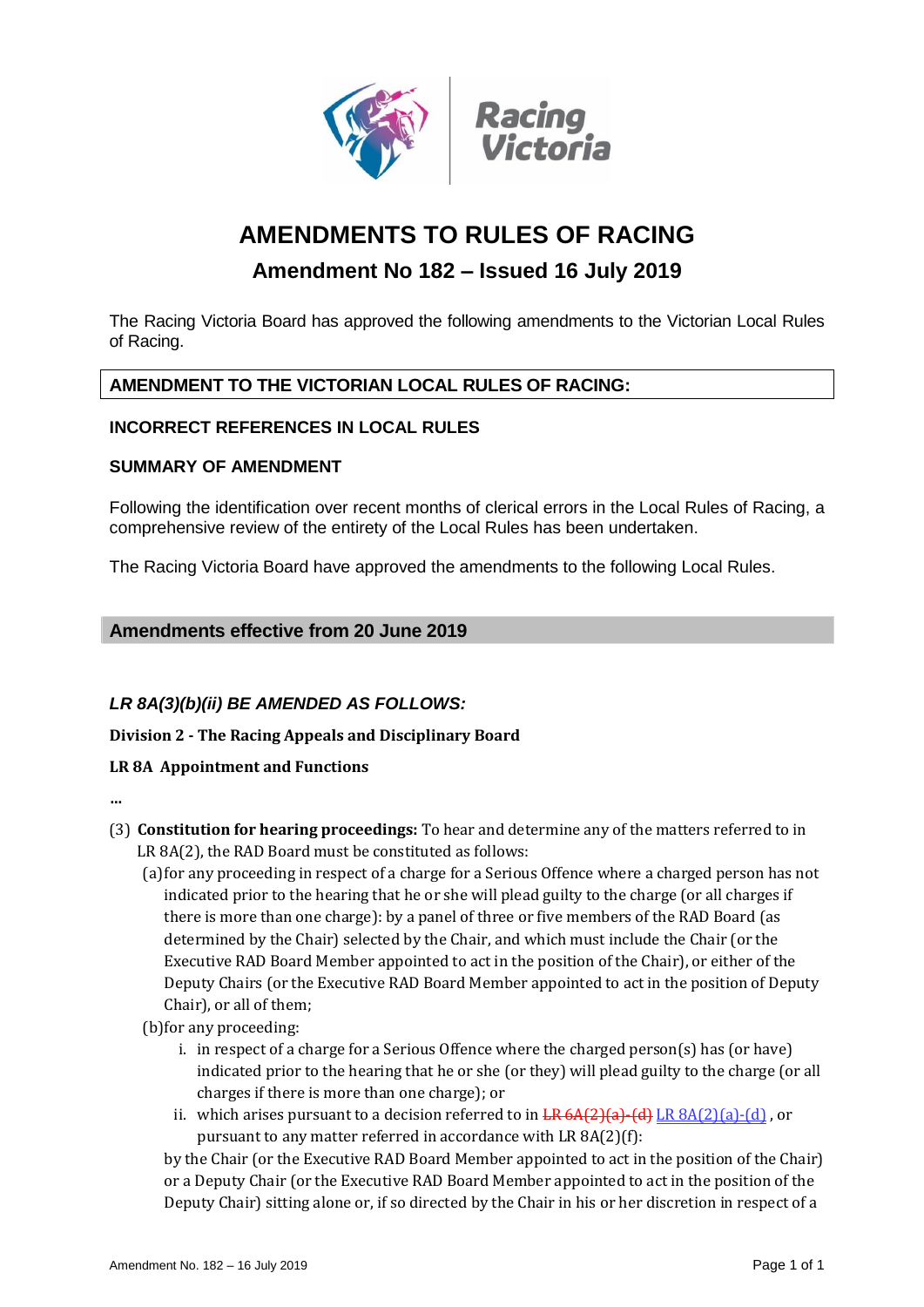# AMENDMENTS TO RULES OF RACING

## Amendment No 182 – Issued 16 July 2019

The Racing Victoria Board has approved the following amendments to the Victorian Local Rules of Racing.

### AMENDMENT TO THE VICTORIAN LOCAL RULES OF RACING:

### INCORRECT REFERENCES IN LOCAL RULES

### SUMMARY OF AMENDMENT

Following the identification over recent months of clerical errors in the Local Rules of Racing, a comprehensive review of the entirety of the Local Rules has been undertaken.

The Racing Victoria Board have approved the amendments to the following Local Rules.

### Amendments effective from 20 June 2019

#### *LR 8A(3)(b)(ii) BE AMENDED AS FOLLOWS:*

**Division 2 - The Racing Appeals and Disciplinary Board**

**LR 8A Appointment and Functions**

...

(3) **Constitution for hearing proceedings:** To hear and determine any of the matters referred to in LR 8A(2), the RAD Board must be constituted as follows:

(a) for any proceeding in respect of a charge for a Serious Offence where a charged person has not indicated prior to the hearing that he or she will plead guilty to the charge (or all charges if there is more than one charge): by a panel of three or five members of the RAD Board (as determined by the Chair) selected by the Chair, and which must include the Chair (or the Executive RAD Board Member appointed to act in the position of the Chair), or either of the Deputy Chairs (or the Executive RAD Board Member appointed to act in the position of Deputy Chair), or all of them;

(b) for any proceeding:

i. in respect of a charge for a Serious Offence where the charged person(s) has (or have) indicated prior to the hearing that he or she (or they) will plead guilty to the charge (or all charges if there is more than one charge); or

ii. which arises pursuant to a decision referred to in ~~LR 6A(2)(a)-(d)~~ LR 8A(2)(a)-(d) , or pursuant to any matter referred in accordance with LR 8A(2)(f):

by the Chair (or the Executive RAD Board Member appointed to act in the position of the Chair) or a Deputy Chair (or the Executive RAD Board Member appointed to act in the position of the Deputy Chair) sitting alone or, if so directed by the Chair in his or her discretion in respect of a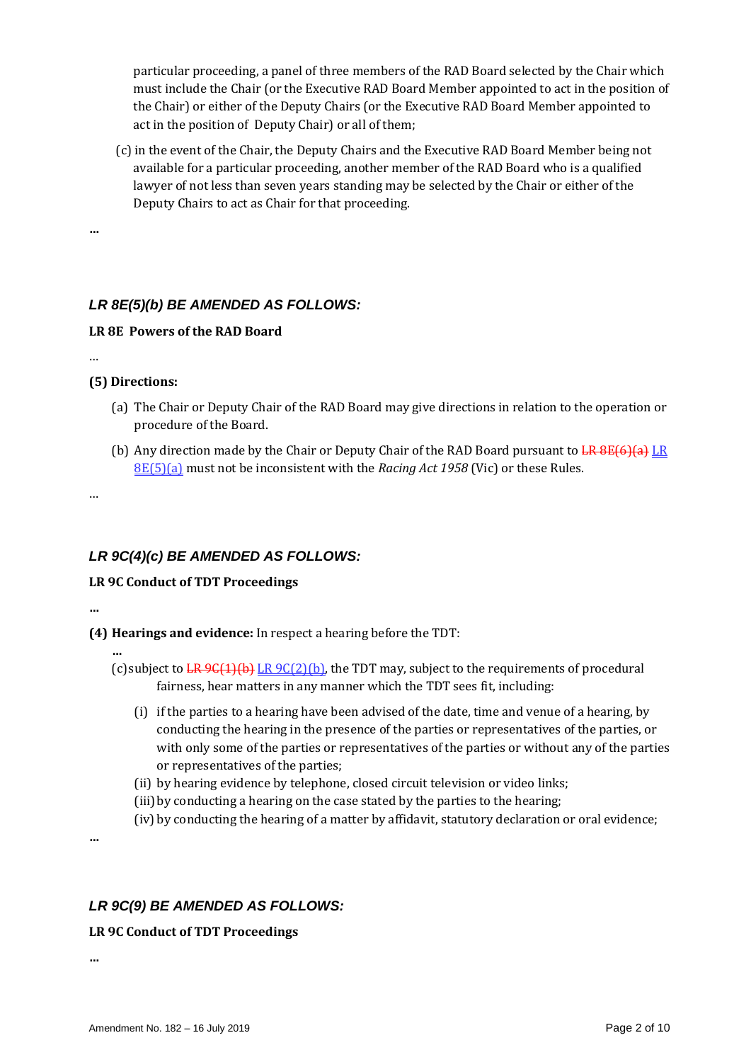particular proceeding, a panel of three members of the RAD Board selected by the Chair which must include the Chair (or the Executive RAD Board Member appointed to act in the position of the Chair) or either of the Deputy Chairs (or the Executive RAD Board Member appointed to act in the position of Deputy Chair) or all of them;

(c) in the event of the Chair, the Deputy Chairs and the Executive RAD Board Member being not available for a particular proceeding, another member of the RAD Board who is a qualified lawyer of not less than seven years standing may be selected by the Chair or either of the Deputy Chairs to act as Chair for that proceeding.

...

## *LR 8E(5)(b) BE AMENDED AS FOLLOWS:*

**LR 8E Powers of the RAD Board**

...

**(5) Directions:**

(a) The Chair or Deputy Chair of the RAD Board may give directions in relation to the operation or procedure of the Board.

(b) Any direction made by the Chair or Deputy Chair of the RAD Board pursuant to ~~LR 8E(6)(a)~~ LR 8E(5)(a) must not be inconsistent with the *Racing Act 1958* (Vic) or these Rules.

...

## *LR 9C(4)(c) BE AMENDED AS FOLLOWS:*

**LR 9C Conduct of TDT Proceedings**

...

**(4) Hearings and evidence:** In respect a hearing before the TDT:

...

(c) subject to ~~LR 9C(1)(b)~~ LR 9C(2)(b), the TDT may, subject to the requirements of procedural fairness, hear matters in any manner which the TDT sees fit, including:

(i) if the parties to a hearing have been advised of the date, time and venue of a hearing, by conducting the hearing in the presence of the parties or representatives of the parties, or with only some of the parties or representatives of the parties or without any of the parties or representatives of the parties;

(ii) by hearing evidence by telephone, closed circuit television or video links;

(iii) by conducting a hearing on the case stated by the parties to the hearing;

(iv) by conducting the hearing of a matter by affidavit, statutory declaration or oral evidence;

...

## *LR 9C(9) BE AMENDED AS FOLLOWS:*

**LR 9C Conduct of TDT Proceedings**

...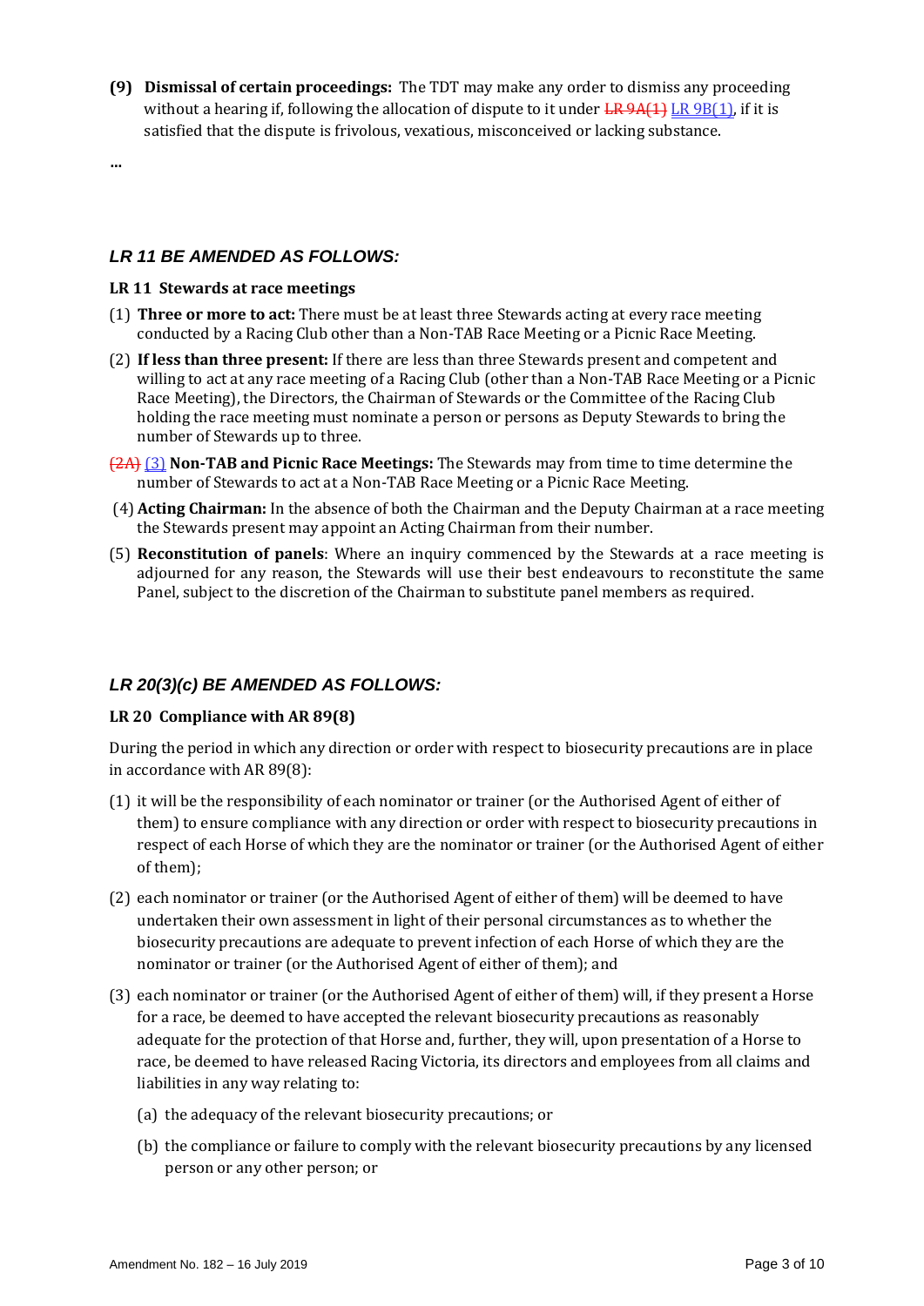**(9) Dismissal of certain proceedings:** The TDT may make any order to dismiss any proceeding without a hearing if, following the allocation of dispute to it under ~~LR 9A(1)~~ LR 9B(1), if it is satisfied that the dispute is frivolous, vexatious, misconceived or lacking substance.

...

### *LR 11 BE AMENDED AS FOLLOWS:*

**LR 11 Stewards at race meetings**

(1) **Three or more to act:** There must be at least three Stewards acting at every race meeting conducted by a Racing Club other than a Non-TAB Race Meeting or a Picnic Race Meeting.

(2) **If less than three present:** If there are less than three Stewards present and competent and willing to act at any race meeting of a Racing Club (other than a Non-TAB Race Meeting or a Picnic Race Meeting), the Directors, the Chairman of Stewards or the Committee of the Racing Club holding the race meeting must nominate a person or persons as Deputy Stewards to bring the number of Stewards up to three.

~~(2A)~~ (3) **Non-TAB and Picnic Race Meetings:** The Stewards may from time to time determine the number of Stewards to act at a Non-TAB Race Meeting or a Picnic Race Meeting.

(4) **Acting Chairman:** In the absence of both the Chairman and the Deputy Chairman at a race meeting the Stewards present may appoint an Acting Chairman from their number.

(5) **Reconstitution of panels**: Where an inquiry commenced by the Stewards at a race meeting is adjourned for any reason, the Stewards will use their best endeavours to reconstitute the same Panel, subject to the discretion of the Chairman to substitute panel members as required.

### *LR 20(3)(c) BE AMENDED AS FOLLOWS:*

**LR 20 Compliance with AR 89(8)**

During the period in which any direction or order with respect to biosecurity precautions are in place in accordance with AR 89(8):

(1) it will be the responsibility of each nominator or trainer (or the Authorised Agent of either of them) to ensure compliance with any direction or order with respect to biosecurity precautions in respect of each Horse of which they are the nominator or trainer (or the Authorised Agent of either of them);

(2) each nominator or trainer (or the Authorised Agent of either of them) will be deemed to have undertaken their own assessment in light of their personal circumstances as to whether the biosecurity precautions are adequate to prevent infection of each Horse of which they are the nominator or trainer (or the Authorised Agent of either of them); and

(3) each nominator or trainer (or the Authorised Agent of either of them) will, if they present a Horse for a race, be deemed to have accepted the relevant biosecurity precautions as reasonably adequate for the protection of that Horse and, further, they will, upon presentation of a Horse to race, be deemed to have released Racing Victoria, its directors and employees from all claims and liabilities in any way relating to:

   (a) the adequacy of the relevant biosecurity precautions; or

   (b) the compliance or failure to comply with the relevant biosecurity precautions by any licensed person or any other person; or

Amendment No. 182 – 16 July 2019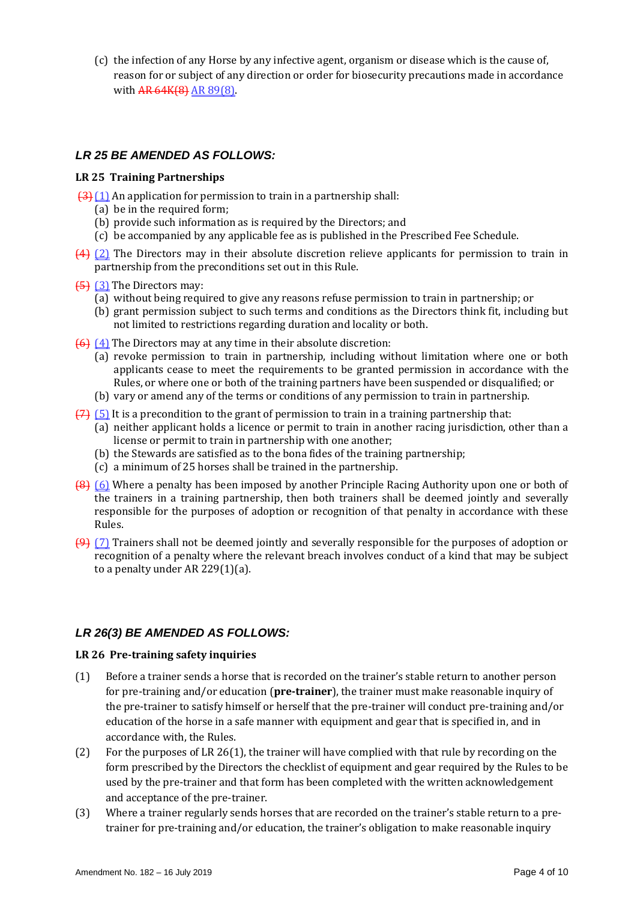(c) the infection of any Horse by any infective agent, organism or disease which is the cause of, reason for or subject of any direction or order for biosecurity precautions made in accordance with ~~AR 64K(8)~~ AR 89(8).

### *LR 25 BE AMENDED AS FOLLOWS:*

**LR 25 Training Partnerships**

~~(3)~~ (1) An application for permission to train in a partnership shall:

(a) be in the required form;
(b) provide such information as is required by the Directors; and
(c) be accompanied by any applicable fee as is published in the Prescribed Fee Schedule.

~~(4)~~ (2) The Directors may in their absolute discretion relieve applicants for permission to train in partnership from the preconditions set out in this Rule.

~~(5)~~ (3) The Directors may:

(a) without being required to give any reasons refuse permission to train in partnership; or
(b) grant permission subject to such terms and conditions as the Directors think fit, including but not limited to restrictions regarding duration and locality or both.

~~(6)~~ (4) The Directors may at any time in their absolute discretion:

(a) revoke permission to train in partnership, including without limitation where one or both applicants cease to meet the requirements to be granted permission in accordance with the Rules, or where one or both of the training partners have been suspended or disqualified; or
(b) vary or amend any of the terms or conditions of any permission to train in partnership.

~~(7)~~ (5) It is a precondition to the grant of permission to train in a training partnership that:

(a) neither applicant holds a licence or permit to train in another racing jurisdiction, other than a license or permit to train in partnership with one another;
(b) the Stewards are satisfied as to the bona fides of the training partnership;
(c) a minimum of 25 horses shall be trained in the partnership.

~~(8)~~ (6) Where a penalty has been imposed by another Principle Racing Authority upon one or both of the trainers in a training partnership, then both trainers shall be deemed jointly and severally responsible for the purposes of adoption or recognition of that penalty in accordance with these Rules.

~~(9)~~ (7) Trainers shall not be deemed jointly and severally responsible for the purposes of adoption or recognition of a penalty where the relevant breach involves conduct of a kind that may be subject to a penalty under AR 229(1)(a).

### *LR 26(3) BE AMENDED AS FOLLOWS:*

**LR 26 Pre-training safety inquiries**

(1) Before a trainer sends a horse that is recorded on the trainer's stable return to another person for pre-training and/or education (**pre-trainer**), the trainer must make reasonable inquiry of the pre-trainer to satisfy himself or herself that the pre-trainer will conduct pre-training and/or education of the horse in a safe manner with equipment and gear that is specified in, and in accordance with, the Rules.

(2) For the purposes of LR 26(1), the trainer will have complied with that rule by recording on the form prescribed by the Directors the checklist of equipment and gear required by the Rules to be used by the pre-trainer and that form has been completed with the written acknowledgement and acceptance of the pre-trainer.

(3) Where a trainer regularly sends horses that are recorded on the trainer's stable return to a pre-trainer for pre-training and/or education, the trainer's obligation to make reasonable inquiry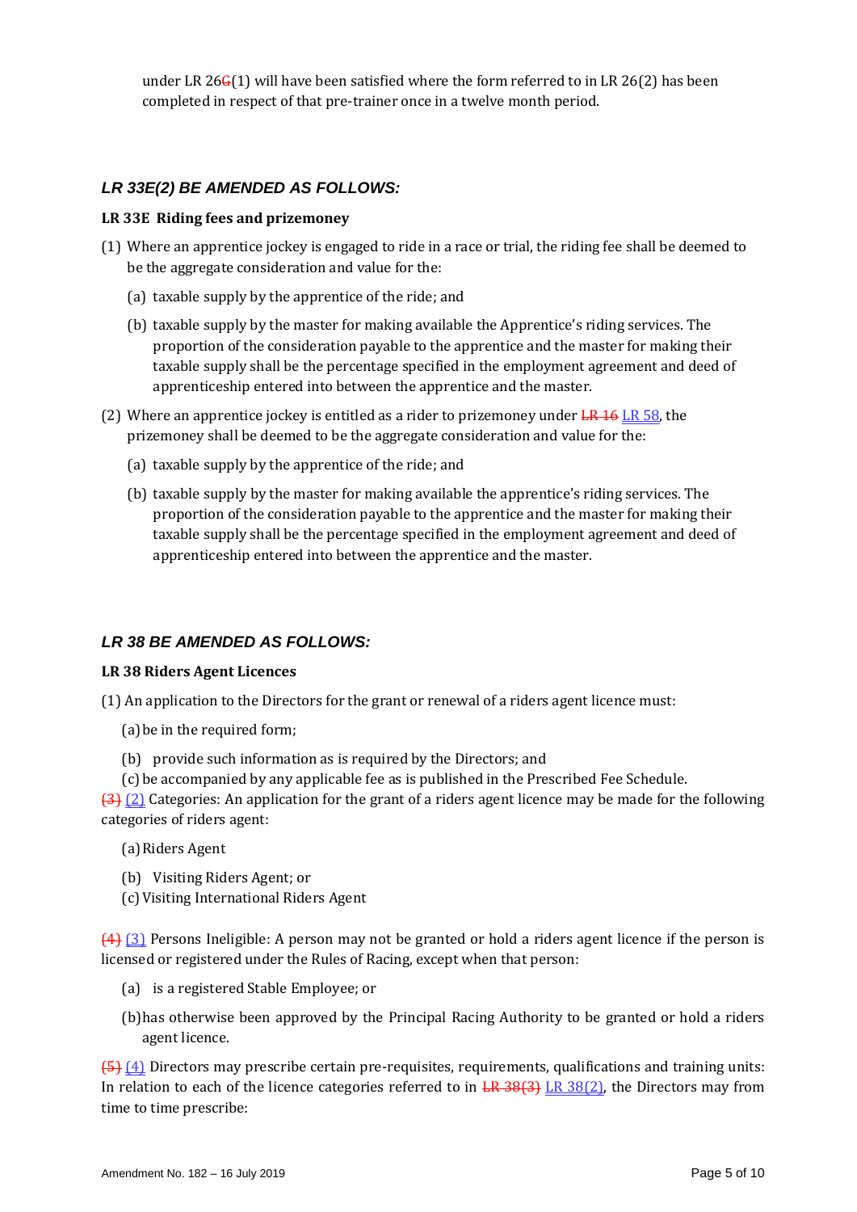under LR 26~~G~~(1) will have been satisfied where the form referred to in LR 26(2) has been completed in respect of that pre-trainer once in a twelve month period.

### *LR 33E(2) BE AMENDED AS FOLLOWS:*

**LR 33E Riding fees and prizemoney**

(1) Where an apprentice jockey is engaged to ride in a race or trial, the riding fee shall be deemed to be the aggregate consideration and value for the:

(a) taxable supply by the apprentice of the ride; and

(b) taxable supply by the master for making available the Apprentice's riding services. The proportion of the consideration payable to the apprentice and the master for making their taxable supply shall be the percentage specified in the employment agreement and deed of apprenticeship entered into between the apprentice and the master.

(2) Where an apprentice jockey is entitled as a rider to prizemoney under ~~LR 16~~ <u>LR 58</u>, the prizemoney shall be deemed to be the aggregate consideration and value for the:

(a) taxable supply by the apprentice of the ride; and

(b) taxable supply by the master for making available the apprentice's riding services. The proportion of the consideration payable to the apprentice and the master for making their taxable supply shall be the percentage specified in the employment agreement and deed of apprenticeship entered into between the apprentice and the master.

### *LR 38 BE AMENDED AS FOLLOWS:*

**LR 38 Riders Agent Licences**

(1) An application to the Directors for the grant or renewal of a riders agent licence must:

(a) be in the required form;

(b) provide such information as is required by the Directors; and

(c) be accompanied by any applicable fee as is published in the Prescribed Fee Schedule.

~~(3)~~ <u>(2)</u> Categories: An application for the grant of a riders agent licence may be made for the following categories of riders agent:

(a) Riders Agent

(b) Visiting Riders Agent; or

(c) Visiting International Riders Agent

~~(4)~~ <u>(3)</u> Persons Ineligible: A person may not be granted or hold a riders agent licence if the person is licensed or registered under the Rules of Racing, except when that person:

(a) is a registered Stable Employee; or

(b) has otherwise been approved by the Principal Racing Authority to be granted or hold a riders agent licence.

~~(5)~~ <u>(4)</u> Directors may prescribe certain pre-requisites, requirements, qualifications and training units: In relation to each of the licence categories referred to in ~~LR 38(3)~~ <u>LR 38(2)</u>, the Directors may from time to time prescribe: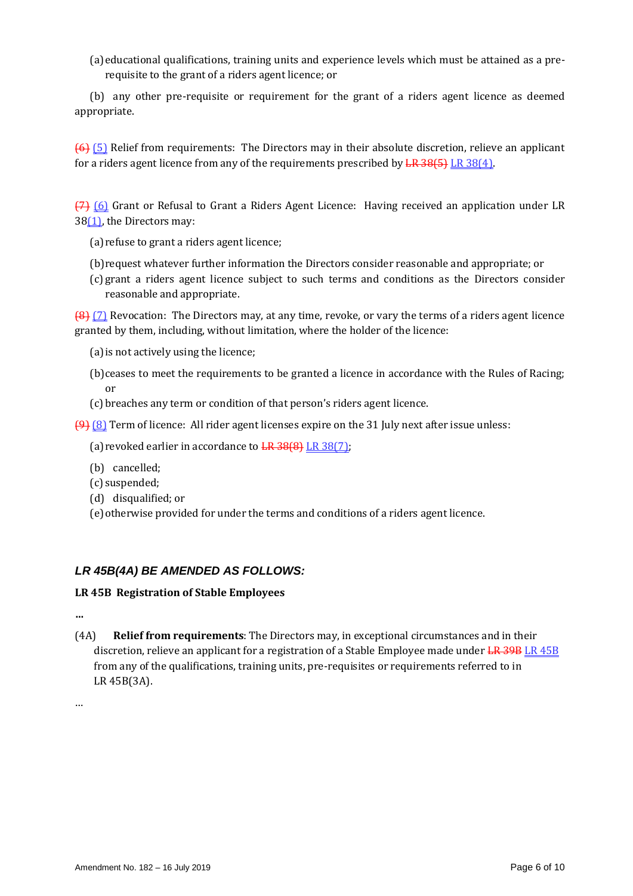(a) educational qualifications, training units and experience levels which must be attained as a pre-requisite to the grant of a riders agent licence; or

(b) any other pre-requisite or requirement for the grant of a riders agent licence as deemed appropriate.

~~(6)~~ (5) Relief from requirements: The Directors may in their absolute discretion, relieve an applicant for a riders agent licence from any of the requirements prescribed by ~~LR 38(5)~~ LR 38(4).

~~(7)~~ (6) Grant or Refusal to Grant a Riders Agent Licence: Having received an application under LR 38(1), the Directors may:

(a) refuse to grant a riders agent licence;

(b) request whatever further information the Directors consider reasonable and appropriate; or

(c) grant a riders agent licence subject to such terms and conditions as the Directors consider reasonable and appropriate.

~~(8)~~ (7) Revocation: The Directors may, at any time, revoke, or vary the terms of a riders agent licence granted by them, including, without limitation, where the holder of the licence:

(a) is not actively using the licence;

(b) ceases to meet the requirements to be granted a licence in accordance with the Rules of Racing; or

(c) breaches any term or condition of that person's riders agent licence.

~~(9)~~ (8) Term of licence: All rider agent licenses expire on the 31 July next after issue unless:

(a) revoked earlier in accordance to ~~LR 38(8)~~ LR 38(7);

(b) cancelled;

(c) suspended;

(d) disqualified; or

(e) otherwise provided for under the terms and conditions of a riders agent licence.

## *LR 45B(4A) BE AMENDED AS FOLLOWS:*

**LR 45B Registration of Stable Employees**

…

(4A) **Relief from requirements**: The Directors may, in exceptional circumstances and in their discretion, relieve an applicant for a registration of a Stable Employee made under ~~LR 39B~~ LR 45B from any of the qualifications, training units, pre-requisites or requirements referred to in LR 45B(3A).

…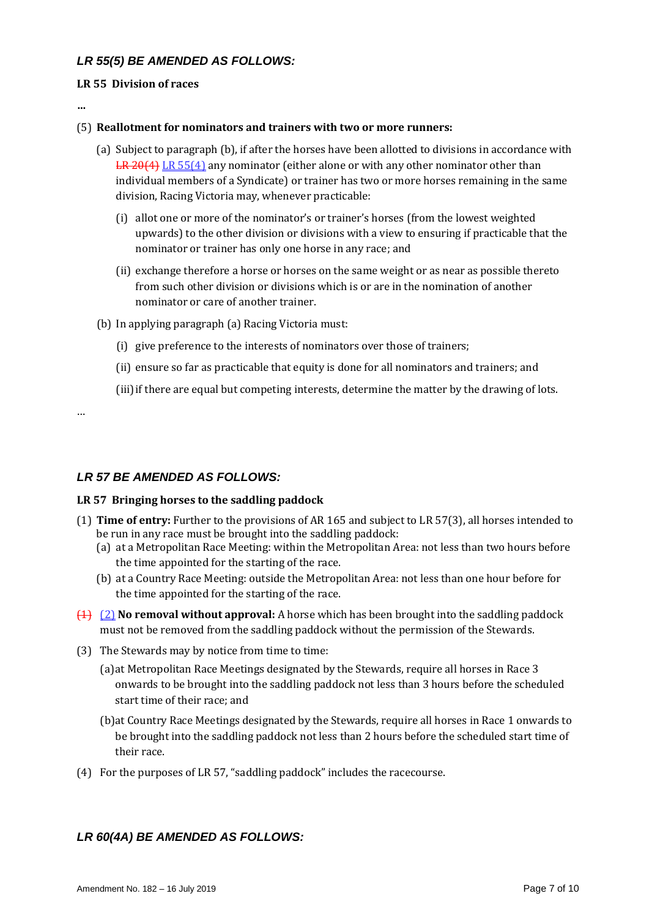### *LR 55(5) BE AMENDED AS FOLLOWS:*

**LR 55 Division of races**

**...**

(5) **Reallotment for nominators and trainers with two or more runners:**

(a) Subject to paragraph (b), if after the horses have been allotted to divisions in accordance with ~~LR 20(4)~~ LR 55(4) any nominator (either alone or with any other nominator other than individual members of a Syndicate) or trainer has two or more horses remaining in the same division, Racing Victoria may, whenever practicable:

(i) allot one or more of the nominator's or trainer's horses (from the lowest weighted upwards) to the other division or divisions with a view to ensuring if practicable that the nominator or trainer has only one horse in any race; and

(ii) exchange therefore a horse or horses on the same weight or as near as possible thereto from such other division or divisions which is or are in the nomination of another nominator or care of another trainer.

(b) In applying paragraph (a) Racing Victoria must:

(i) give preference to the interests of nominators over those of trainers;

(ii) ensure so far as practicable that equity is done for all nominators and trainers; and

(iii) if there are equal but competing interests, determine the matter by the drawing of lots.

...

### *LR 57 BE AMENDED AS FOLLOWS:*

**LR 57 Bringing horses to the saddling paddock**

(1) **Time of entry:** Further to the provisions of AR 165 and subject to LR 57(3), all horses intended to be run in any race must be brought into the saddling paddock:

(a) at a Metropolitan Race Meeting: within the Metropolitan Area: not less than two hours before the time appointed for the starting of the race.

(b) at a Country Race Meeting: outside the Metropolitan Area: not less than one hour before for the time appointed for the starting of the race.

~~(1)~~ (2) **No removal without approval:** A horse which has been brought into the saddling paddock must not be removed from the saddling paddock without the permission of the Stewards.

(3) The Stewards may by notice from time to time:

(a) at Metropolitan Race Meetings designated by the Stewards, require all horses in Race 3 onwards to be brought into the saddling paddock not less than 3 hours before the scheduled start time of their race; and

(b) at Country Race Meetings designated by the Stewards, require all horses in Race 1 onwards to be brought into the saddling paddock not less than 2 hours before the scheduled start time of their race.

(4) For the purposes of LR 57, "saddling paddock" includes the racecourse.

### *LR 60(4A) BE AMENDED AS FOLLOWS:*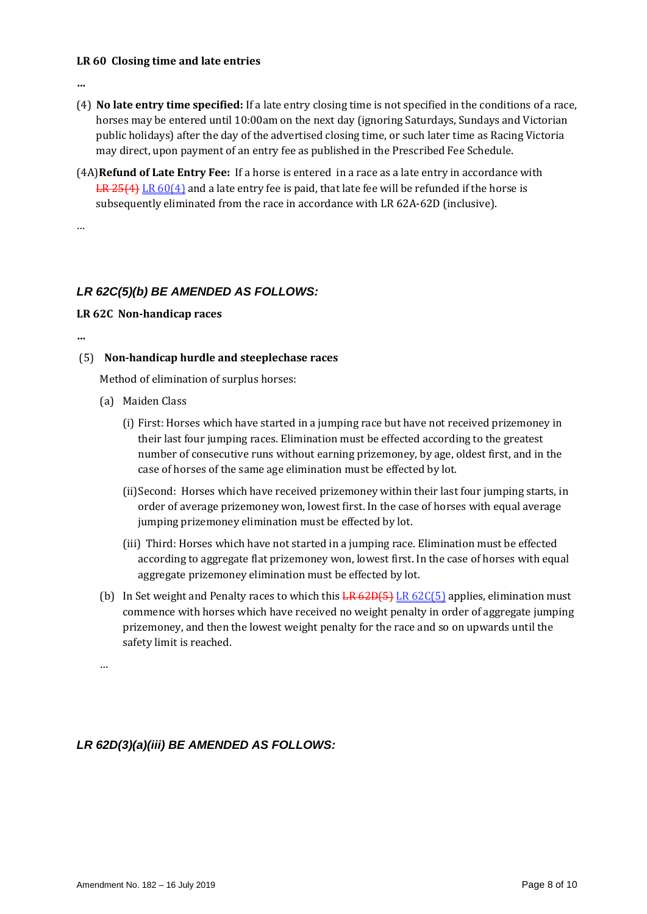**LR 60 Closing time and late entries**

**…**

(4) **No late entry time specified:** If a late entry closing time is not specified in the conditions of a race, horses may be entered until 10:00am on the next day (ignoring Saturdays, Sundays and Victorian public holidays) after the day of the advertised closing time, or such later time as Racing Victoria may direct, upon payment of an entry fee as published in the Prescribed Fee Schedule.

(4A) **Refund of Late Entry Fee:** If a horse is entered in a race as a late entry in accordance with ~~LR 25(4)~~ LR 60(4) and a late entry fee is paid, that late fee will be refunded if the horse is subsequently eliminated from the race in accordance with LR 62A-62D (inclusive).

…

### *LR 62C(5)(b) BE AMENDED AS FOLLOWS:*

**LR 62C Non-handicap races**

**…**

(5) **Non-handicap hurdle and steeplechase races**

Method of elimination of surplus horses:

(a) Maiden Class

(i) First: Horses which have started in a jumping race but have not received prizemoney in their last four jumping races. Elimination must be effected according to the greatest number of consecutive runs without earning prizemoney, by age, oldest first, and in the case of horses of the same age elimination must be effected by lot.

(ii) Second: Horses which have received prizemoney within their last four jumping starts, in order of average prizemoney won, lowest first. In the case of horses with equal average jumping prizemoney elimination must be effected by lot.

(iii) Third: Horses which have not started in a jumping race. Elimination must be effected according to aggregate flat prizemoney won, lowest first. In the case of horses with equal aggregate prizemoney elimination must be effected by lot.

(b) In Set weight and Penalty races to which this ~~LR 62D(5)~~ LR 62C(5) applies, elimination must commence with horses which have received no weight penalty in order of aggregate jumping prizemoney, and then the lowest weight penalty for the race and so on upwards until the safety limit is reached.

…

### *LR 62D(3)(a)(iii) BE AMENDED AS FOLLOWS:*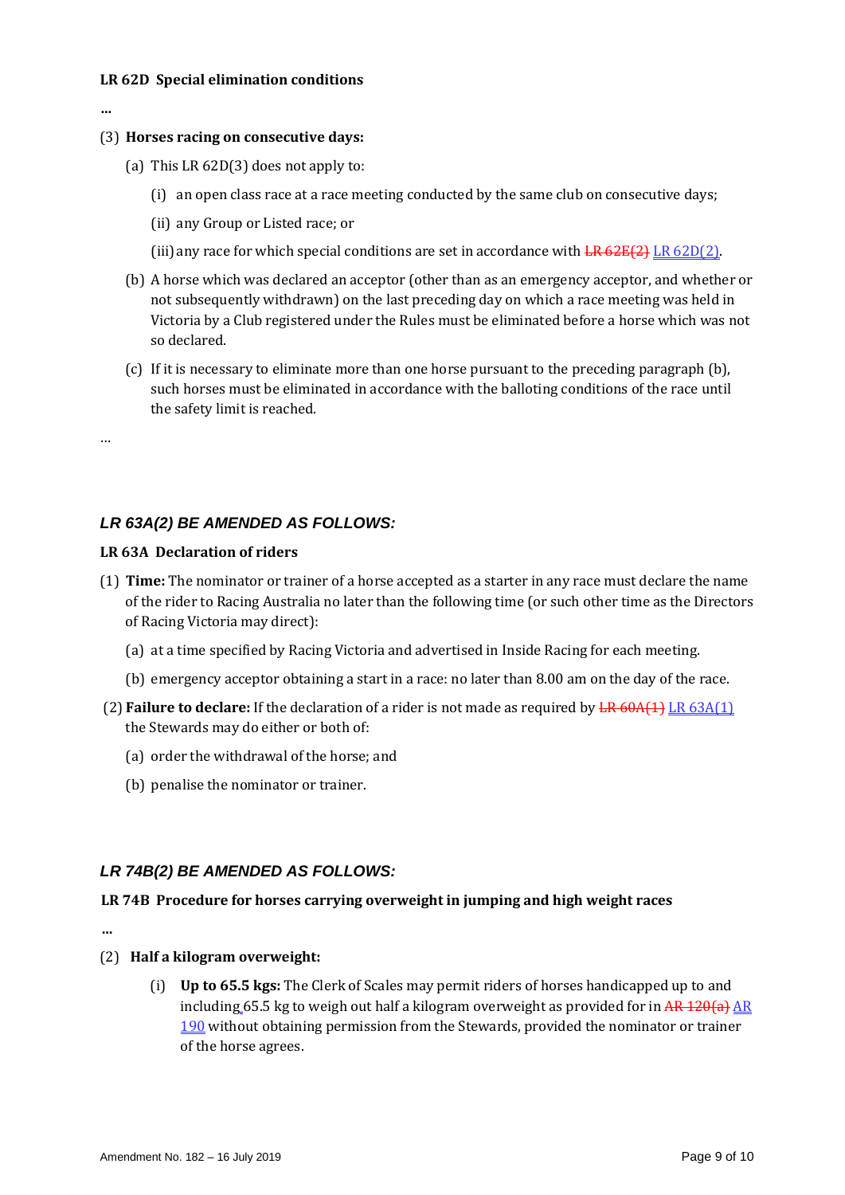**LR 62D Special elimination conditions**

**...**

(3) **Horses racing on consecutive days:**

(a) This LR 62D(3) does not apply to:

(i) an open class race at a race meeting conducted by the same club on consecutive days;

(ii) any Group or Listed race; or

(iii) any race for which special conditions are set in accordance with ~~LR 62E(2)~~ LR 62D(2).

(b) A horse which was declared an acceptor (other than as an emergency acceptor, and whether or not subsequently withdrawn) on the last preceding day on which a race meeting was held in Victoria by a Club registered under the Rules must be eliminated before a horse which was not so declared.

(c) If it is necessary to eliminate more than one horse pursuant to the preceding paragraph (b), such horses must be eliminated in accordance with the balloting conditions of the race until the safety limit is reached.

...

### *LR 63A(2) BE AMENDED AS FOLLOWS:*

**LR 63A Declaration of riders**

(1) **Time:** The nominator or trainer of a horse accepted as a starter in any race must declare the name of the rider to Racing Australia no later than the following time (or such other time as the Directors of Racing Victoria may direct):

(a) at a time specified by Racing Victoria and advertised in Inside Racing for each meeting.

(b) emergency acceptor obtaining a start in a race: no later than 8.00 am on the day of the race.

(2) **Failure to declare:** If the declaration of a rider is not made as required by ~~LR 60A(1)~~ LR 63A(1) the Stewards may do either or both of:

(a) order the withdrawal of the horse; and

(b) penalise the nominator or trainer.

### *LR 74B(2) BE AMENDED AS FOLLOWS:*

**LR 74B Procedure for horses carrying overweight in jumping and high weight races**

**...**

(2) **Half a kilogram overweight:**

(i) **Up to 65.5 kgs:** The Clerk of Scales may permit riders of horses handicapped up to and including 65.5 kg to weigh out half a kilogram overweight as provided for in ~~AR 120(a)~~ AR 190 without obtaining permission from the Stewards, provided the nominator or trainer of the horse agrees.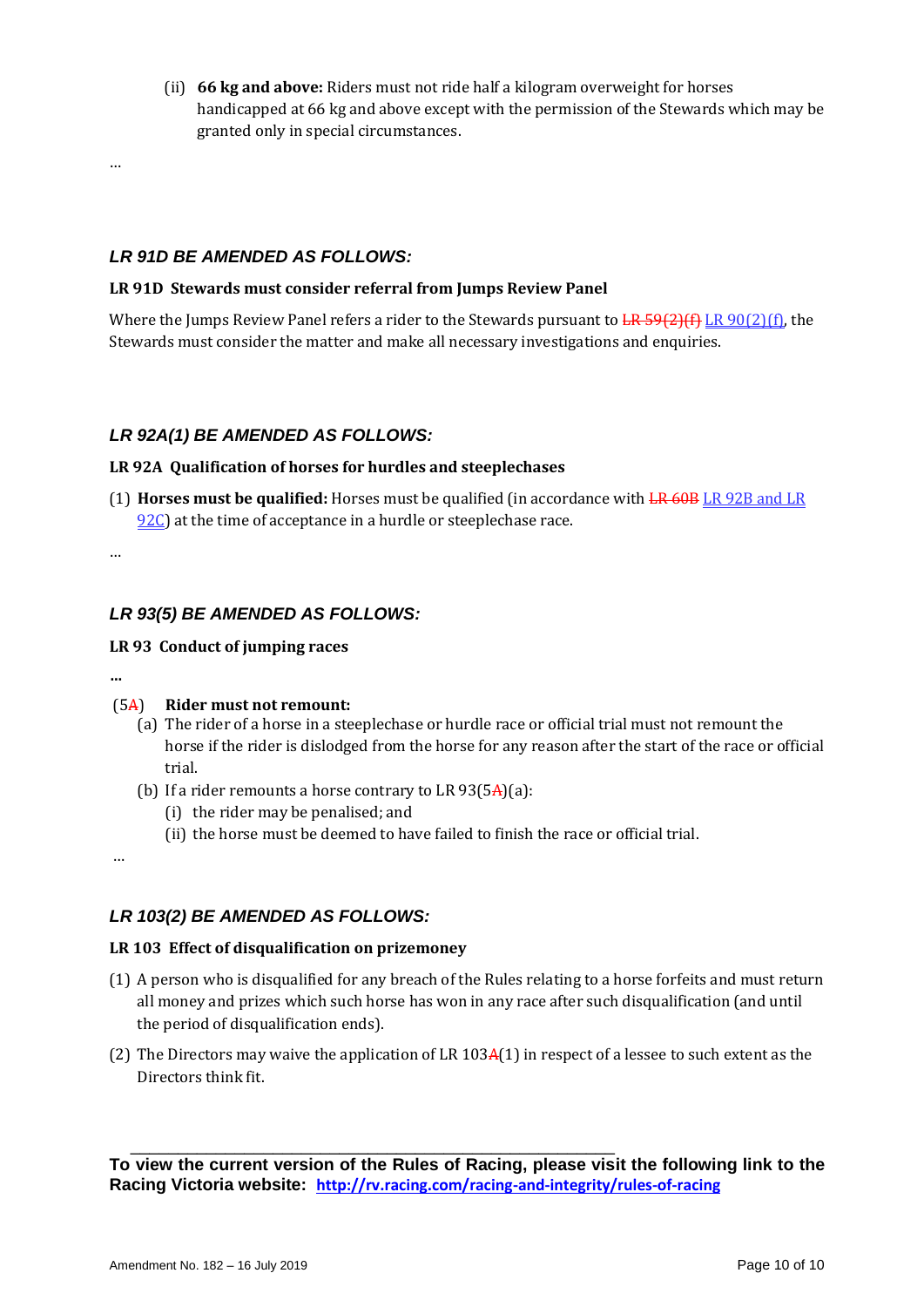(ii) **66 kg and above:** Riders must not ride half a kilogram overweight for horses handicapped at 66 kg and above except with the permission of the Stewards which may be granted only in special circumstances.

…

### *LR 91D BE AMENDED AS FOLLOWS:*

**LR 91D Stewards must consider referral from Jumps Review Panel**

Where the Jumps Review Panel refers a rider to the Stewards pursuant to ~~LR 59(2)(f)~~ LR 90(2)(f), the Stewards must consider the matter and make all necessary investigations and enquiries.

### *LR 92A(1) BE AMENDED AS FOLLOWS:*

**LR 92A Qualification of horses for hurdles and steeplechases**

(1) **Horses must be qualified:** Horses must be qualified (in accordance with ~~LR 60B~~ LR 92B and LR 92C) at the time of acceptance in a hurdle or steeplechase race.

…

### *LR 93(5) BE AMENDED AS FOLLOWS:*

**LR 93 Conduct of jumping races**

**…**

(5~~A~~) **Rider must not remount:**

(a) The rider of a horse in a steeplechase or hurdle race or official trial must not remount the horse if the rider is dislodged from the horse for any reason after the start of the race or official trial.

(b) If a rider remounts a horse contrary to LR 93(5~~A~~)(a):

(i) the rider may be penalised; and

(ii) the horse must be deemed to have failed to finish the race or official trial.

…

### *LR 103(2) BE AMENDED AS FOLLOWS:*

**LR 103 Effect of disqualification on prizemoney**

(1) A person who is disqualified for any breach of the Rules relating to a horse forfeits and must return all money and prizes which such horse has won in any race after such disqualification (and until the period of disqualification ends).

(2) The Directors may waive the application of LR 103~~A~~(1) in respect of a lessee to such extent as the Directors think fit.

---

**To view the current version of the Rules of Racing, please visit the following link to the Racing Victoria website: http://rv.racing.com/racing-and-integrity/rules-of-racing**